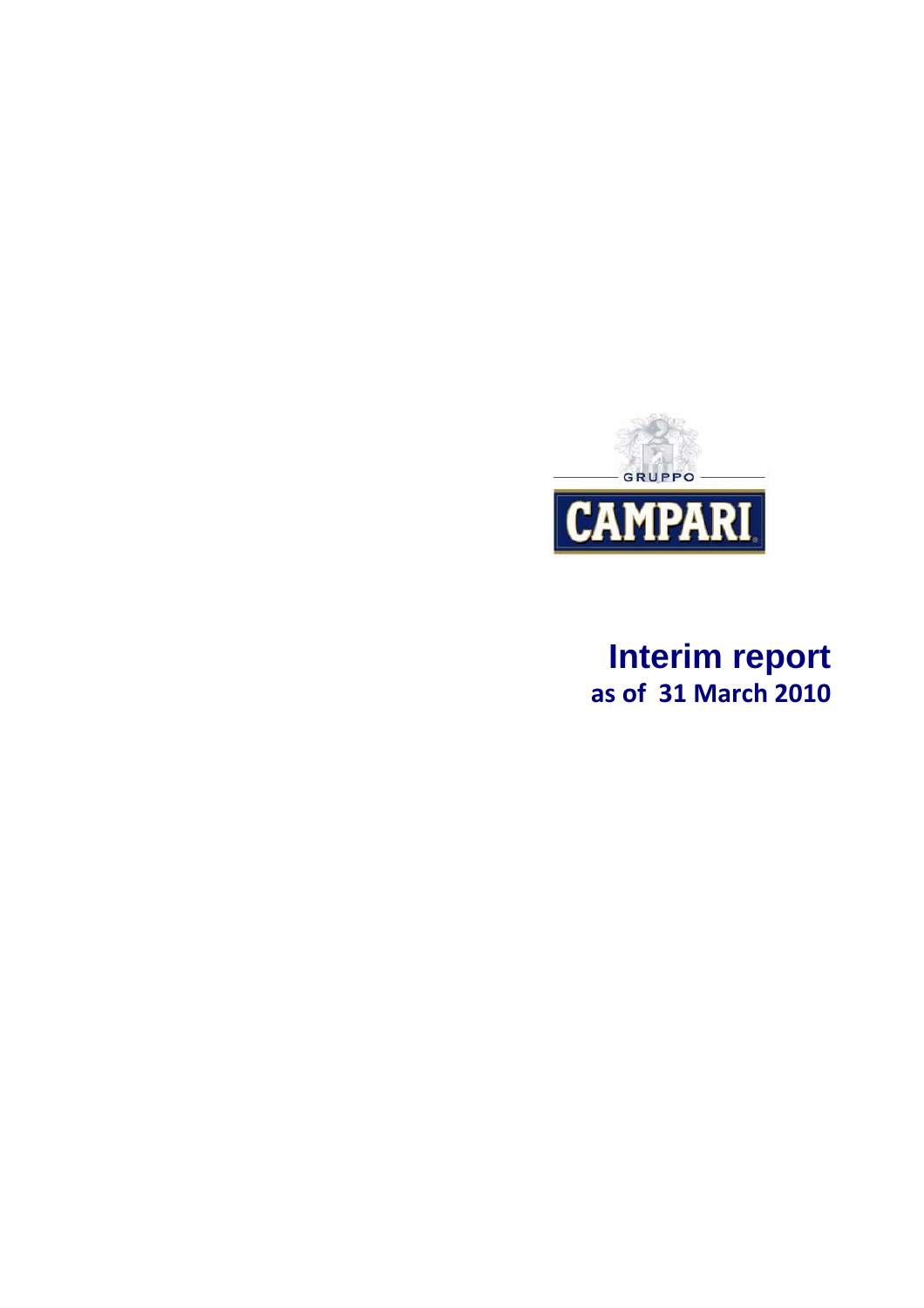GRUPPO

CAMPARI

# Interim report
## as of 31 March 2010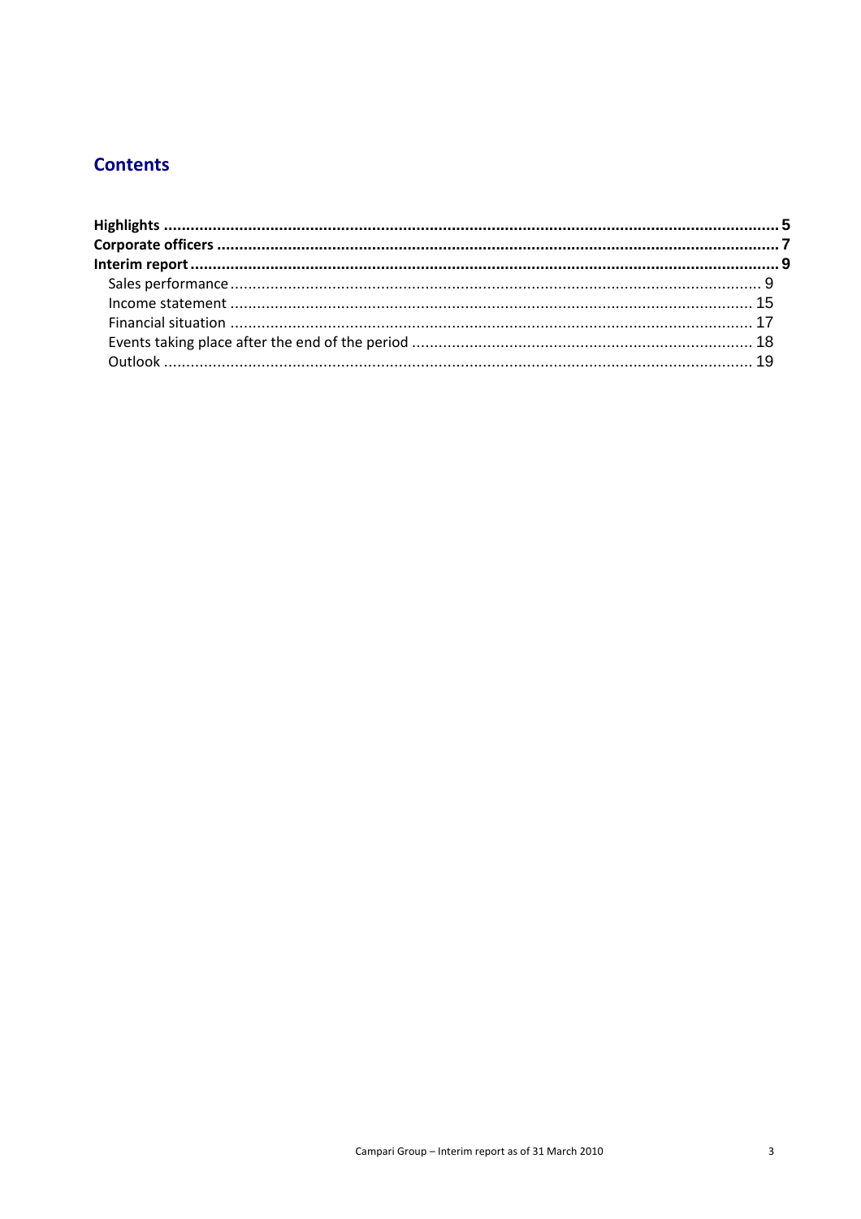# Contents

**Highlights** ........ **5**
**Corporate officers** ........ **7**
**Interim report** ........ **9**
- Sales performance ........ 9
- Income statement ........ 15
- Financial situation ........ 17
- Events taking place after the end of the period ........ 18
- Outlook ........ 19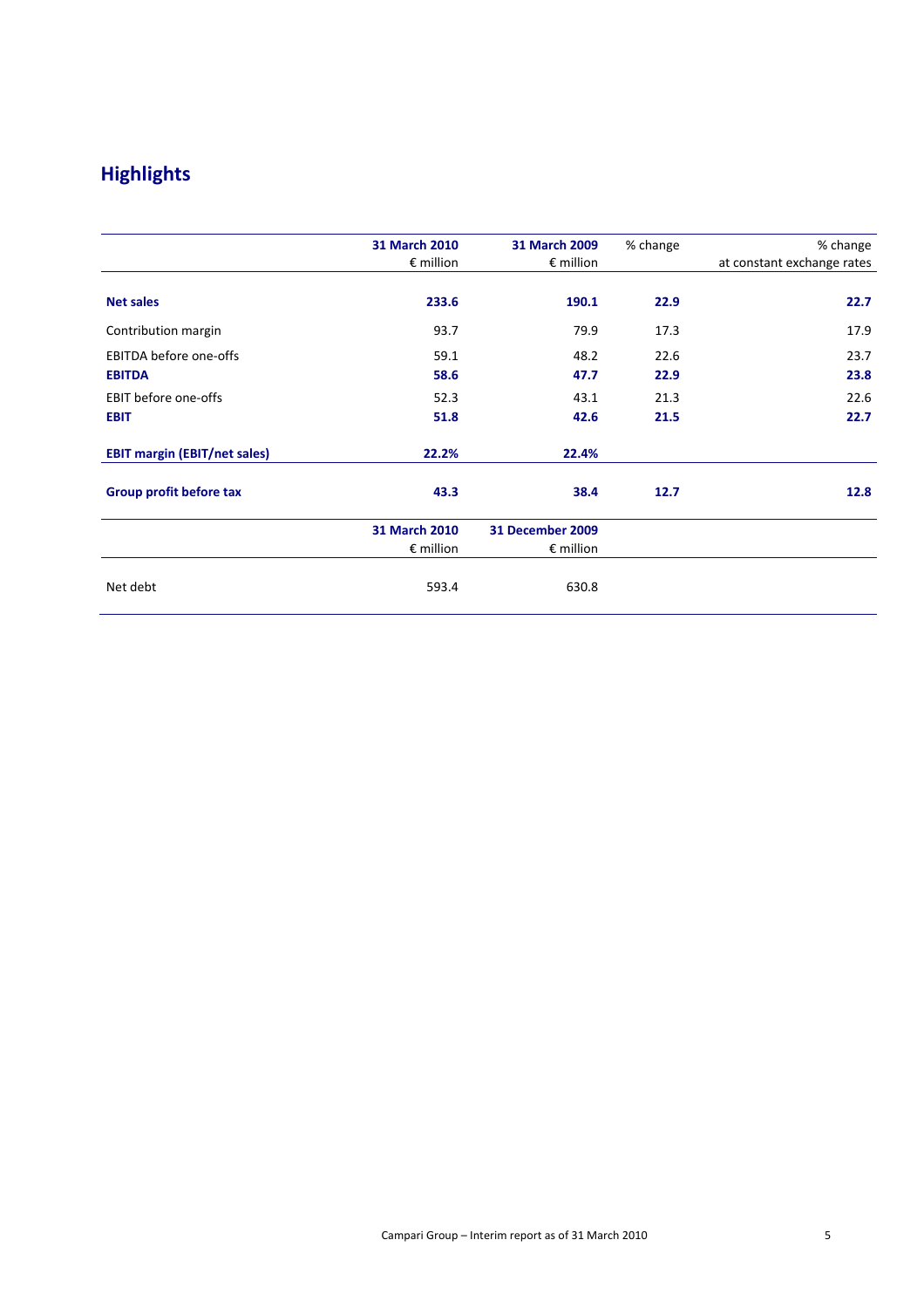## Highlights

| | 31 March 2010 € million | 31 March 2009 € million | % change | % change at constant exchange rates |
|---|---|---|---|---|
| **Net sales** | **233.6** | **190.1** | **22.9** | **22.7** |
| Contribution margin | 93.7 | 79.9 | 17.3 | 17.9 |
| EBITDA before one-offs | 59.1 | 48.2 | 22.6 | 23.7 |
| **EBITDA** | **58.6** | **47.7** | **22.9** | **23.8** |
| EBIT before one-offs | 52.3 | 43.1 | 21.3 | 22.6 |
| **EBIT** | **51.8** | **42.6** | **21.5** | **22.7** |
| **EBIT margin (EBIT/net sales)** | **22.2%** | **22.4%** | | |
| **Group profit before tax** | **43.3** | **38.4** | **12.7** | **12.8** |

| | 31 March 2010 € million | 31 December 2009 € million |
|---|---|---|
| Net debt | 593.4 | 630.8 |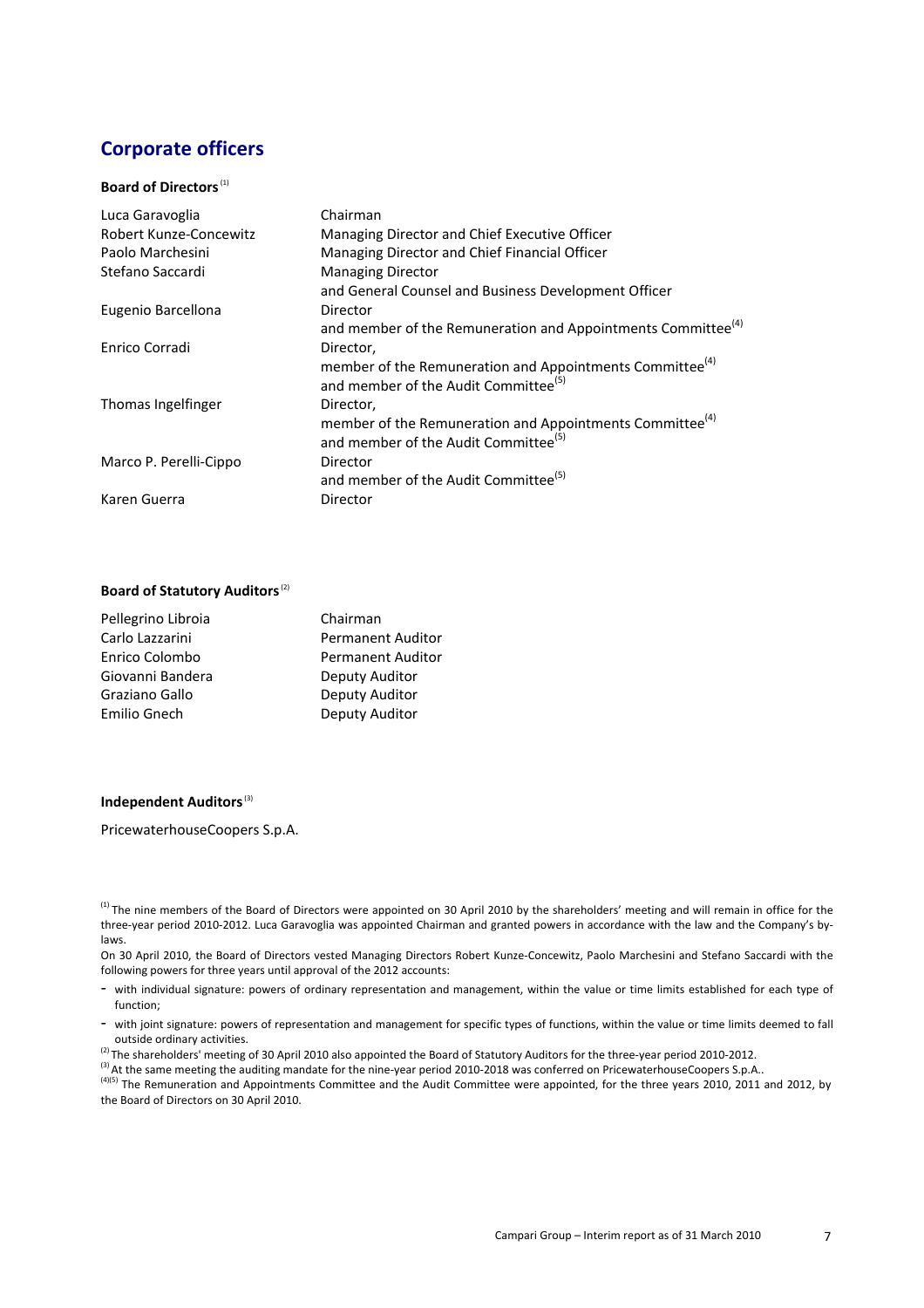# Corporate officers

**Board of Directors** [(1)]

| | |
|---|---|
| Luca Garavoglia | Chairman |
| Robert Kunze-Concewitz | Managing Director and Chief Executive Officer |
| Paolo Marchesini | Managing Director and Chief Financial Officer |
| Stefano Saccardi | Managing Director and General Counsel and Business Development Officer |
| Eugenio Barcellona | Director and member of the Remuneration and Appointments Committee [(4)] |
| Enrico Corradi | Director, member of the Remuneration and Appointments Committee [(4)] and member of the Audit Committee [(5)] |
| Thomas Ingelfinger | Director, member of the Remuneration and Appointments Committee [(4)] and member of the Audit Committee [(5)] |
| Marco P. Perelli-Cippo | Director and member of the Audit Committee [(5)] |
| Karen Guerra | Director |

**Board of Statutory Auditors** [(2)]

| | |
|---|---|
| Pellegrino Libroia | Chairman |
| Carlo Lazzarini | Permanent Auditor |
| Enrico Colombo | Permanent Auditor |
| Giovanni Bandera | Deputy Auditor |
| Graziano Gallo | Deputy Auditor |
| Emilio Gnech | Deputy Auditor |

**Independent Auditors** [(3)]

PricewaterhouseCoopers S.p.A.

[(1)] The nine members of the Board of Directors were appointed on 30 April 2010 by the shareholders' meeting and will remain in office for the three-year period 2010-2012. Luca Garavoglia was appointed Chairman and granted powers in accordance with the law and the Company's by-laws.

On 30 April 2010, the Board of Directors vested Managing Directors Robert Kunze-Concewitz, Paolo Marchesini and Stefano Saccardi with the following powers for three years until approval of the 2012 accounts:

- with individual signature: powers of ordinary representation and management, within the value or time limits established for each type of function;
- with joint signature: powers of representation and management for specific types of functions, within the value or time limits deemed to fall outside ordinary activities.

[(2)] The shareholders' meeting of 30 April 2010 also appointed the Board of Statutory Auditors for the three-year period 2010-2012.

[(3)] At the same meeting the auditing mandate for the nine-year period 2010-2018 was conferred on PricewaterhouseCoopers S.p.A..

[(4)(5)] The Remuneration and Appointments Committee and the Audit Committee were appointed, for the three years 2010, 2011 and 2012, by the Board of Directors on 30 April 2010.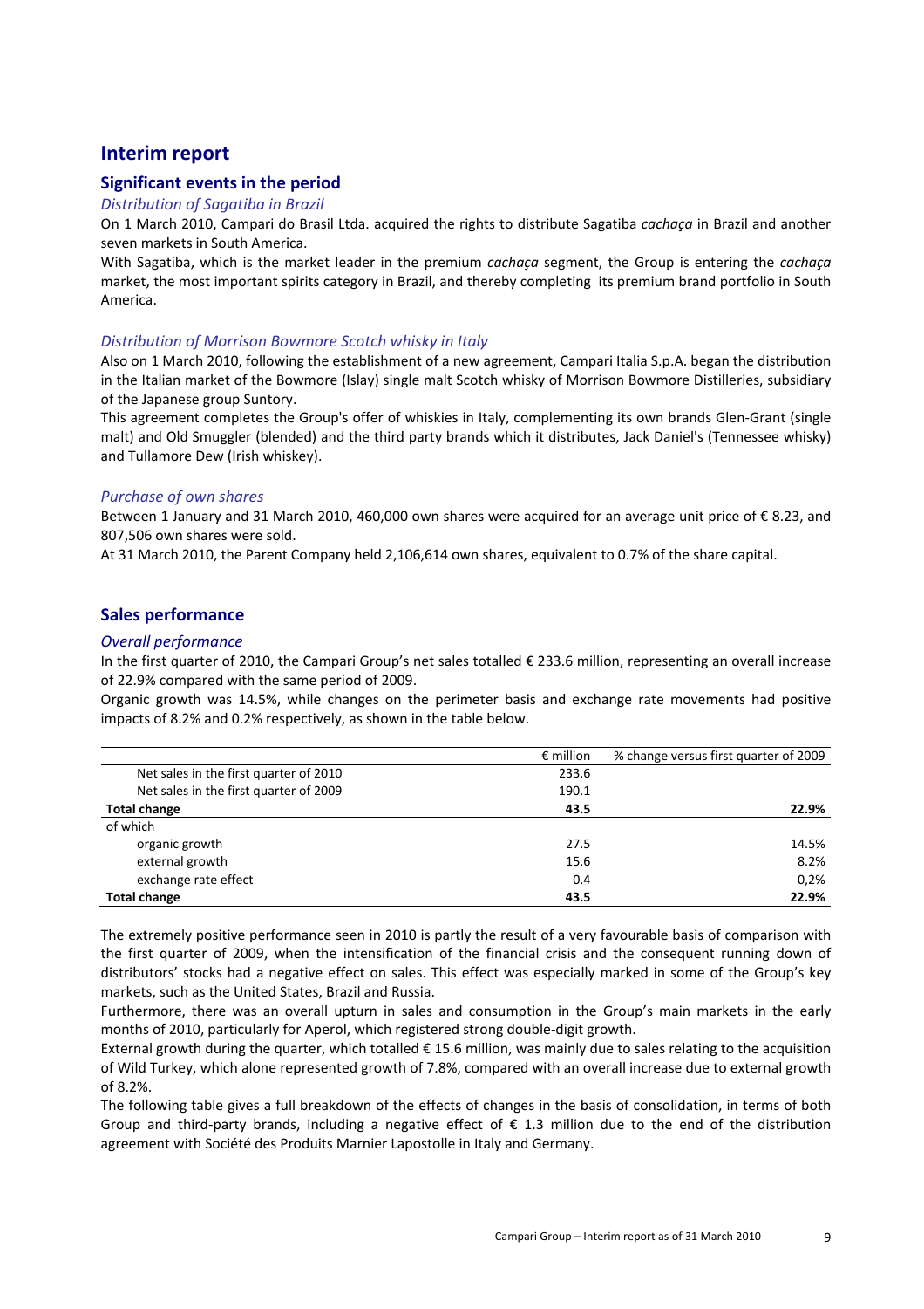# Interim report

## Significant events in the period

### *Distribution of Sagatiba in Brazil*

On 1 March 2010, Campari do Brasil Ltda. acquired the rights to distribute Sagatiba *cachaça* in Brazil and another seven markets in South America.

With Sagatiba, which is the market leader in the premium *cachaça* segment, the Group is entering the *cachaça* market, the most important spirits category in Brazil, and thereby completing its premium brand portfolio in South America.

### *Distribution of Morrison Bowmore Scotch whisky in Italy*

Also on 1 March 2010, following the establishment of a new agreement, Campari Italia S.p.A. began the distribution in the Italian market of the Bowmore (Islay) single malt Scotch whisky of Morrison Bowmore Distilleries, subsidiary of the Japanese group Suntory.

This agreement completes the Group's offer of whiskies in Italy, complementing its own brands Glen-Grant (single malt) and Old Smuggler (blended) and the third party brands which it distributes, Jack Daniel's (Tennessee whisky) and Tullamore Dew (Irish whiskey).

### *Purchase of own shares*

Between 1 January and 31 March 2010, 460,000 own shares were acquired for an average unit price of € 8.23, and 807,506 own shares were sold.

At 31 March 2010, the Parent Company held 2,106,614 own shares, equivalent to 0.7% of the share capital.

## Sales performance

### *Overall performance*

In the first quarter of 2010, the Campari Group's net sales totalled € 233.6 million, representing an overall increase of 22.9% compared with the same period of 2009.

Organic growth was 14.5%, while changes on the perimeter basis and exchange rate movements had positive impacts of 8.2% and 0.2% respectively, as shown in the table below.

| | € million | % change versus first quarter of 2009 |
|---|---|---|
| Net sales in the first quarter of 2010 | 233.6 | |
| Net sales in the first quarter of 2009 | 190.1 | |
| **Total change** | **43.5** | **22.9%** |
| of which | | |
| organic growth | 27.5 | 14.5% |
| external growth | 15.6 | 8.2% |
| exchange rate effect | 0.4 | 0,2% |
| **Total change** | **43.5** | **22.9%** |

The extremely positive performance seen in 2010 is partly the result of a very favourable basis of comparison with the first quarter of 2009, when the intensification of the financial crisis and the consequent running down of distributors' stocks had a negative effect on sales. This effect was especially marked in some of the Group's key markets, such as the United States, Brazil and Russia.

Furthermore, there was an overall upturn in sales and consumption in the Group's main markets in the early months of 2010, particularly for Aperol, which registered strong double-digit growth.

External growth during the quarter, which totalled € 15.6 million, was mainly due to sales relating to the acquisition of Wild Turkey, which alone represented growth of 7.8%, compared with an overall increase due to external growth of 8.2%.

The following table gives a full breakdown of the effects of changes in the basis of consolidation, in terms of both Group and third-party brands, including a negative effect of € 1.3 million due to the end of the distribution agreement with Société des Produits Marnier Lapostolle in Italy and Germany.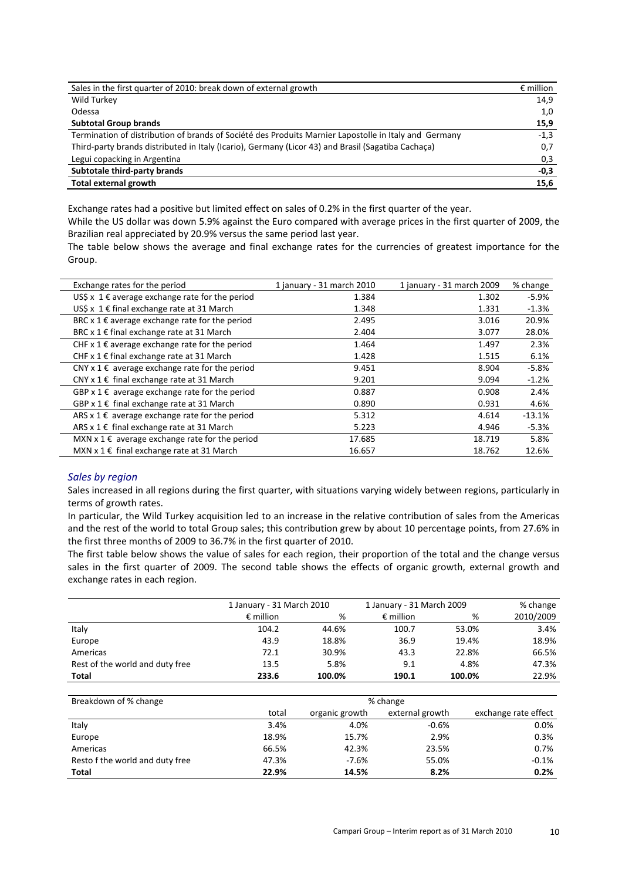| Sales in the first quarter of 2010: break down of external growth | € million |
|---|---|
| Wild Turkey | 14,9 |
| Odessa | 1,0 |
| **Subtotal Group brands** | **15,9** |
| Termination of distribution of brands of Société des Produits Marnier Lapostolle in Italy and Germany | -1,3 |
| Third-party brands distributed in Italy (Icario), Germany (Licor 43) and Brasil (Sagatiba Cachaça) | 0,7 |
| Legui copacking in Argentina | 0,3 |
| **Subtotale third-party brands** | **-0,3** |
| **Total external growth** | **15,6** |

Exchange rates had a positive but limited effect on sales of 0.2% in the first quarter of the year.

While the US dollar was down 5.9% against the Euro compared with average prices in the first quarter of 2009, the Brazilian real appreciated by 20.9% versus the same period last year.

The table below shows the average and final exchange rates for the currencies of greatest importance for the Group.

| Exchange rates for the period | 1 january - 31 march 2010 | 1 january - 31 march 2009 | % change |
|---|---|---|---|
| US$ x 1 € average exchange rate for the period | 1.384 | 1.302 | -5.9% |
| US$ x 1 € final exchange rate at 31 March | 1.348 | 1.331 | -1.3% |
| BRC x 1 € average exchange rate for the period | 2.495 | 3.016 | 20.9% |
| BRC x 1 € final exchange rate at 31 March | 2.404 | 3.077 | 28.0% |
| CHF x 1 € average exchange rate for the period | 1.464 | 1.497 | 2.3% |
| CHF x 1 € final exchange rate at 31 March | 1.428 | 1.515 | 6.1% |
| CNY x 1 € average exchange rate for the period | 9.451 | 8.904 | -5.8% |
| CNY x 1 € final exchange rate at 31 March | 9.201 | 9.094 | -1.2% |
| GBP x 1 € average exchange rate for the period | 0.887 | 0.908 | 2.4% |
| GBP x 1 € final exchange rate at 31 March | 0.890 | 0.931 | 4.6% |
| ARS x 1 € average exchange rate for the period | 5.312 | 4.614 | -13.1% |
| ARS x 1 € final exchange rate at 31 March | 5.223 | 4.946 | -5.3% |
| MXN x 1 € average exchange rate for the period | 17.685 | 18.719 | 5.8% |
| MXN x 1 € final exchange rate at 31 March | 16.657 | 18.762 | 12.6% |

### *Sales by region*

Sales increased in all regions during the first quarter, with situations varying widely between regions, particularly in terms of growth rates.

In particular, the Wild Turkey acquisition led to an increase in the relative contribution of sales from the Americas and the rest of the world to total Group sales; this contribution grew by about 10 percentage points, from 27.6% in the first three months of 2009 to 36.7% in the first quarter of 2010.

The first table below shows the value of sales for each region, their proportion of the total and the change versus sales in the first quarter of 2009. The second table shows the effects of organic growth, external growth and exchange rates in each region.

| | 1 January - 31 March 2010 | | 1 January - 31 March 2009 | | % change |
|---|---|---|---|---|---|
| | € million | % | € million | % | 2010/2009 |
| Italy | 104.2 | 44.6% | 100.7 | 53.0% | 3.4% |
| Europe | 43.9 | 18.8% | 36.9 | 19.4% | 18.9% |
| Americas | 72.1 | 30.9% | 43.3 | 22.8% | 66.5% |
| Rest of the world and duty free | 13.5 | 5.8% | 9.1 | 4.8% | 47.3% |
| **Total** | **233.6** | **100.0%** | **190.1** | **100.0%** | **22.9%** |

| Breakdown of % change | % change | | | |
|---|---|---|---|---|
| | total | organic growth | external growth | exchange rate effect |
| Italy | 3.4% | 4.0% | -0.6% | 0.0% |
| Europe | 18.9% | 15.7% | 2.9% | 0.3% |
| Americas | 66.5% | 42.3% | 23.5% | 0.7% |
| Resto f the world and duty free | 47.3% | -7.6% | 55.0% | -0.1% |
| **Total** | **22.9%** | **14.5%** | **8.2%** | **0.2%** |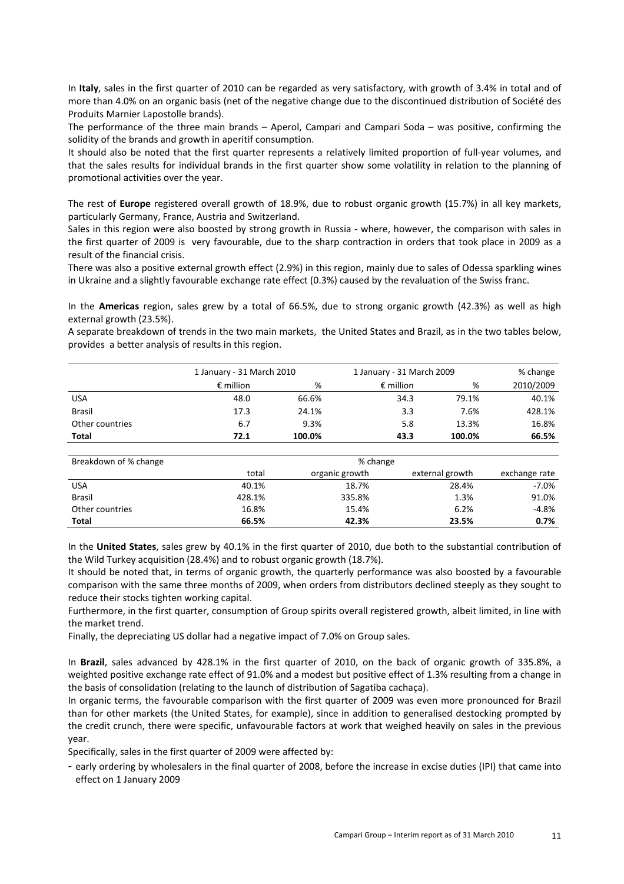In **Italy**, sales in the first quarter of 2010 can be regarded as very satisfactory, with growth of 3.4% in total and of more than 4.0% on an organic basis (net of the negative change due to the discontinued distribution of Société des Produits Marnier Lapostolle brands).

The performance of the three main brands – Aperol, Campari and Campari Soda – was positive, confirming the solidity of the brands and growth in aperitif consumption.

It should also be noted that the first quarter represents a relatively limited proportion of full-year volumes, and that the sales results for individual brands in the first quarter show some volatility in relation to the planning of promotional activities over the year.

The rest of **Europe** registered overall growth of 18.9%, due to robust organic growth (15.7%) in all key markets, particularly Germany, France, Austria and Switzerland.

Sales in this region were also boosted by strong growth in Russia - where, however, the comparison with sales in the first quarter of 2009 is very favourable, due to the sharp contraction in orders that took place in 2009 as a result of the financial crisis.

There was also a positive external growth effect (2.9%) in this region, mainly due to sales of Odessa sparkling wines in Ukraine and a slightly favourable exchange rate effect (0.3%) caused by the revaluation of the Swiss franc.

In the **Americas** region, sales grew by a total of 66.5%, due to strong organic growth (42.3%) as well as high external growth (23.5%).

A separate breakdown of trends in the two main markets, the United States and Brazil, as in the two tables below, provides a better analysis of results in this region.

| | 1 January - 31 March 2010 | | 1 January - 31 March 2009 | | % change |
|---|---|---|---|---|---|
| | € million | % | € million | % | 2010/2009 |
| USA | 48.0 | 66.6% | 34.3 | 79.1% | 40.1% |
| Brasil | 17.3 | 24.1% | 3.3 | 7.6% | 428.1% |
| Other countries | 6.7 | 9.3% | 5.8 | 13.3% | 16.8% |
| **Total** | **72.1** | **100.0%** | **43.3** | **100.0%** | **66.5%** |

| Breakdown of % change | % change | | | |
|---|---|---|---|---|
| | total | organic growth | external growth | exchange rate |
| USA | 40.1% | 18.7% | 28.4% | -7.0% |
| Brasil | 428.1% | 335.8% | 1.3% | 91.0% |
| Other countries | 16.8% | 15.4% | 6.2% | -4.8% |
| **Total** | **66.5%** | **42.3%** | **23.5%** | **0.7%** |

In the **United States**, sales grew by 40.1% in the first quarter of 2010, due both to the substantial contribution of the Wild Turkey acquisition (28.4%) and to robust organic growth (18.7%).

It should be noted that, in terms of organic growth, the quarterly performance was also boosted by a favourable comparison with the same three months of 2009, when orders from distributors declined steeply as they sought to reduce their stocks tighten working capital.

Furthermore, in the first quarter, consumption of Group spirits overall registered growth, albeit limited, in line with the market trend.

Finally, the depreciating US dollar had a negative impact of 7.0% on Group sales.

In **Brazil**, sales advanced by 428.1% in the first quarter of 2010, on the back of organic growth of 335.8%, a weighted positive exchange rate effect of 91.0% and a modest but positive effect of 1.3% resulting from a change in the basis of consolidation (relating to the launch of distribution of Sagatiba cachaça).

In organic terms, the favourable comparison with the first quarter of 2009 was even more pronounced for Brazil than for other markets (the United States, for example), since in addition to generalised destocking prompted by the credit crunch, there were specific, unfavourable factors at work that weighed heavily on sales in the previous year.

Specifically, sales in the first quarter of 2009 were affected by:

- early ordering by wholesalers in the final quarter of 2008, before the increase in excise duties (IPI) that came into effect on 1 January 2009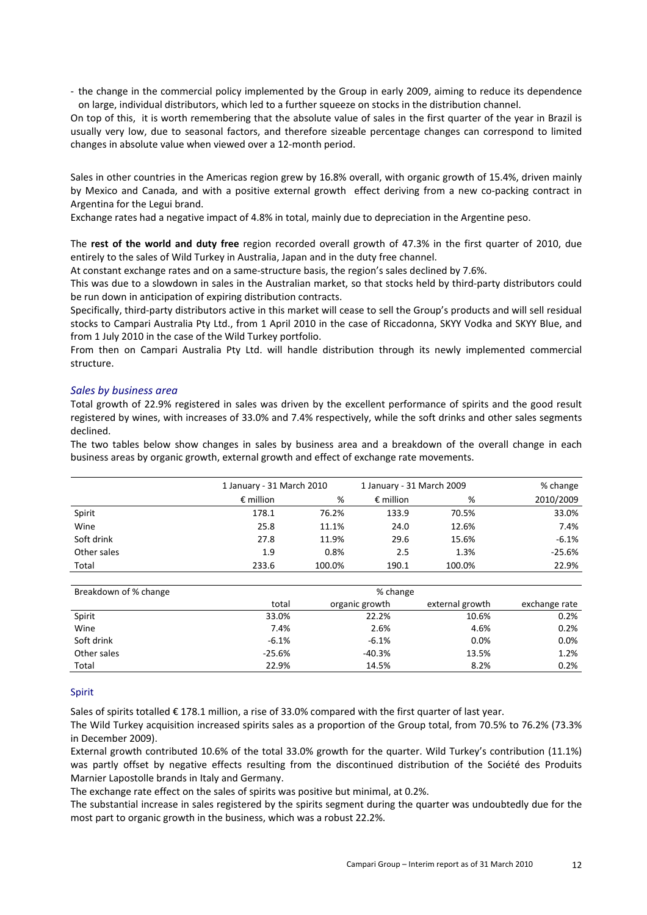- the change in the commercial policy implemented by the Group in early 2009, aiming to reduce its dependence on large, individual distributors, which led to a further squeeze on stocks in the distribution channel.

On top of this, it is worth remembering that the absolute value of sales in the first quarter of the year in Brazil is usually very low, due to seasonal factors, and therefore sizeable percentage changes can correspond to limited changes in absolute value when viewed over a 12-month period.

Sales in other countries in the Americas region grew by 16.8% overall, with organic growth of 15.4%, driven mainly by Mexico and Canada, and with a positive external growth effect deriving from a new co-packing contract in Argentina for the Legui brand.

Exchange rates had a negative impact of 4.8% in total, mainly due to depreciation in the Argentine peso.

The **rest of the world and duty free** region recorded overall growth of 47.3% in the first quarter of 2010, due entirely to the sales of Wild Turkey in Australia, Japan and in the duty free channel.

At constant exchange rates and on a same-structure basis, the region's sales declined by 7.6%.

This was due to a slowdown in sales in the Australian market, so that stocks held by third-party distributors could be run down in anticipation of expiring distribution contracts.

Specifically, third-party distributors active in this market will cease to sell the Group's products and will sell residual stocks to Campari Australia Pty Ltd., from 1 April 2010 in the case of Riccadonna, SKYY Vodka and SKYY Blue, and from 1 July 2010 in the case of the Wild Turkey portfolio.

From then on Campari Australia Pty Ltd. will handle distribution through its newly implemented commercial structure.

### *Sales by business area*

Total growth of 22.9% registered in sales was driven by the excellent performance of spirits and the good result registered by wines, with increases of 33.0% and 7.4% respectively, while the soft drinks and other sales segments declined.

The two tables below show changes in sales by business area and a breakdown of the overall change in each business areas by organic growth, external growth and effect of exchange rate movements.

| | 1 January - 31 March 2010 | | 1 January - 31 March 2009 | | % change |
|---|---|---|---|---|---|
| | € million | % | € million | % | 2010/2009 |
| Spirit | 178.1 | 76.2% | 133.9 | 70.5% | 33.0% |
| Wine | 25.8 | 11.1% | 24.0 | 12.6% | 7.4% |
| Soft drink | 27.8 | 11.9% | 29.6 | 15.6% | -6.1% |
| Other sales | 1.9 | 0.8% | 2.5 | 1.3% | -25.6% |
| Total | 233.6 | 100.0% | 190.1 | 100.0% | 22.9% |

| Breakdown of % change | % change | | | |
|---|---|---|---|---|
| | total | organic growth | external growth | exchange rate |
| Spirit | 33.0% | 22.2% | 10.6% | 0.2% |
| Wine | 7.4% | 2.6% | 4.6% | 0.2% |
| Soft drink | -6.1% | -6.1% | 0.0% | 0.0% |
| Other sales | -25.6% | -40.3% | 13.5% | 1.2% |
| Total | 22.9% | 14.5% | 8.2% | 0.2% |

#### Spirit

Sales of spirits totalled € 178.1 million, a rise of 33.0% compared with the first quarter of last year.

The Wild Turkey acquisition increased spirits sales as a proportion of the Group total, from 70.5% to 76.2% (73.3% in December 2009).

External growth contributed 10.6% of the total 33.0% growth for the quarter. Wild Turkey's contribution (11.1%) was partly offset by negative effects resulting from the discontinued distribution of the Société des Produits Marnier Lapostolle brands in Italy and Germany.

The exchange rate effect on the sales of spirits was positive but minimal, at 0.2%.

The substantial increase in sales registered by the spirits segment during the quarter was undoubtedly due for the most part to organic growth in the business, which was a robust 22.2%.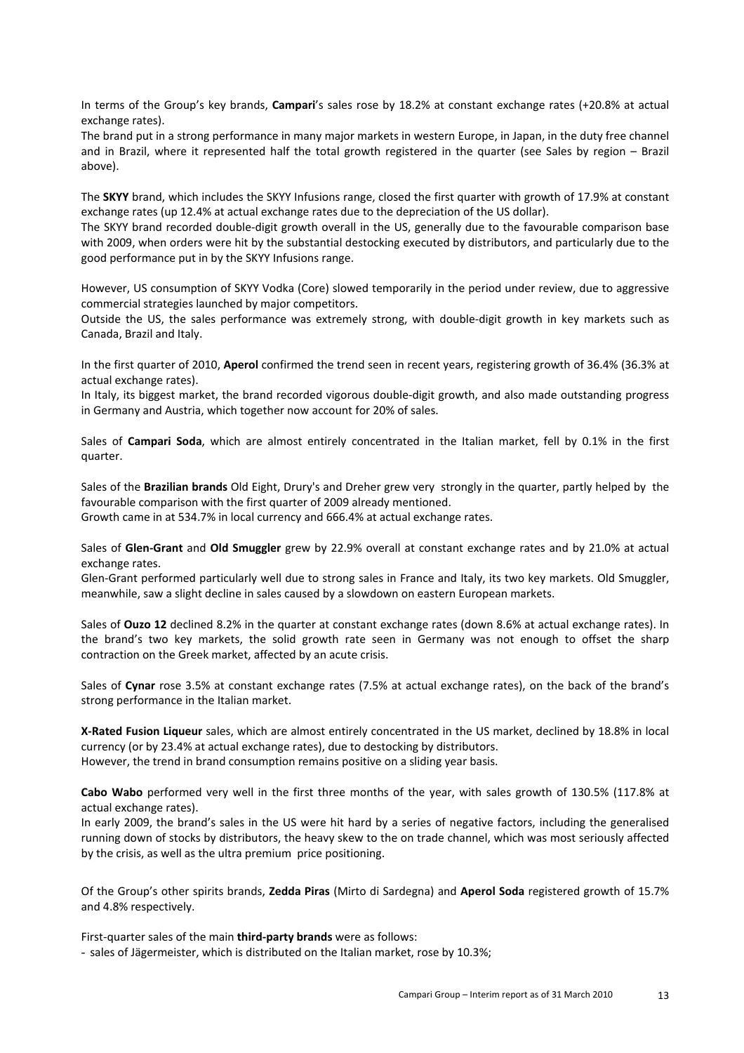In terms of the Group's key brands, **Campari**'s sales rose by 18.2% at constant exchange rates (+20.8% at actual exchange rates).

The brand put in a strong performance in many major markets in western Europe, in Japan, in the duty free channel and in Brazil, where it represented half the total growth registered in the quarter (see Sales by region – Brazil above).

The **SKYY** brand, which includes the SKYY Infusions range, closed the first quarter with growth of 17.9% at constant exchange rates (up 12.4% at actual exchange rates due to the depreciation of the US dollar).

The SKYY brand recorded double-digit growth overall in the US, generally due to the favourable comparison base with 2009, when orders were hit by the substantial destocking executed by distributors, and particularly due to the good performance put in by the SKYY Infusions range.

However, US consumption of SKYY Vodka (Core) slowed temporarily in the period under review, due to aggressive commercial strategies launched by major competitors.

Outside the US, the sales performance was extremely strong, with double-digit growth in key markets such as Canada, Brazil and Italy.

In the first quarter of 2010, **Aperol** confirmed the trend seen in recent years, registering growth of 36.4% (36.3% at actual exchange rates).

In Italy, its biggest market, the brand recorded vigorous double-digit growth, and also made outstanding progress in Germany and Austria, which together now account for 20% of sales.

Sales of **Campari Soda**, which are almost entirely concentrated in the Italian market, fell by 0.1% in the first quarter.

Sales of the **Brazilian brands** Old Eight, Drury's and Dreher grew very strongly in the quarter, partly helped by the favourable comparison with the first quarter of 2009 already mentioned.

Growth came in at 534.7% in local currency and 666.4% at actual exchange rates.

Sales of **Glen-Grant** and **Old Smuggler** grew by 22.9% overall at constant exchange rates and by 21.0% at actual exchange rates.

Glen-Grant performed particularly well due to strong sales in France and Italy, its two key markets. Old Smuggler, meanwhile, saw a slight decline in sales caused by a slowdown on eastern European markets.

Sales of **Ouzo 12** declined 8.2% in the quarter at constant exchange rates (down 8.6% at actual exchange rates). In the brand's two key markets, the solid growth rate seen in Germany was not enough to offset the sharp contraction on the Greek market, affected by an acute crisis.

Sales of **Cynar** rose 3.5% at constant exchange rates (7.5% at actual exchange rates), on the back of the brand's strong performance in the Italian market.

**X-Rated Fusion Liqueur** sales, which are almost entirely concentrated in the US market, declined by 18.8% in local currency (or by 23.4% at actual exchange rates), due to destocking by distributors.

However, the trend in brand consumption remains positive on a sliding year basis.

**Cabo Wabo** performed very well in the first three months of the year, with sales growth of 130.5% (117.8% at actual exchange rates).

In early 2009, the brand's sales in the US were hit hard by a series of negative factors, including the generalised running down of stocks by distributors, the heavy skew to the on trade channel, which was most seriously affected by the crisis, as well as the ultra premium price positioning.

Of the Group's other spirits brands, **Zedda Piras** (Mirto di Sardegna) and **Aperol Soda** registered growth of 15.7% and 4.8% respectively.

First-quarter sales of the main **third-party brands** were as follows:

- sales of Jägermeister, which is distributed on the Italian market, rose by 10.3%;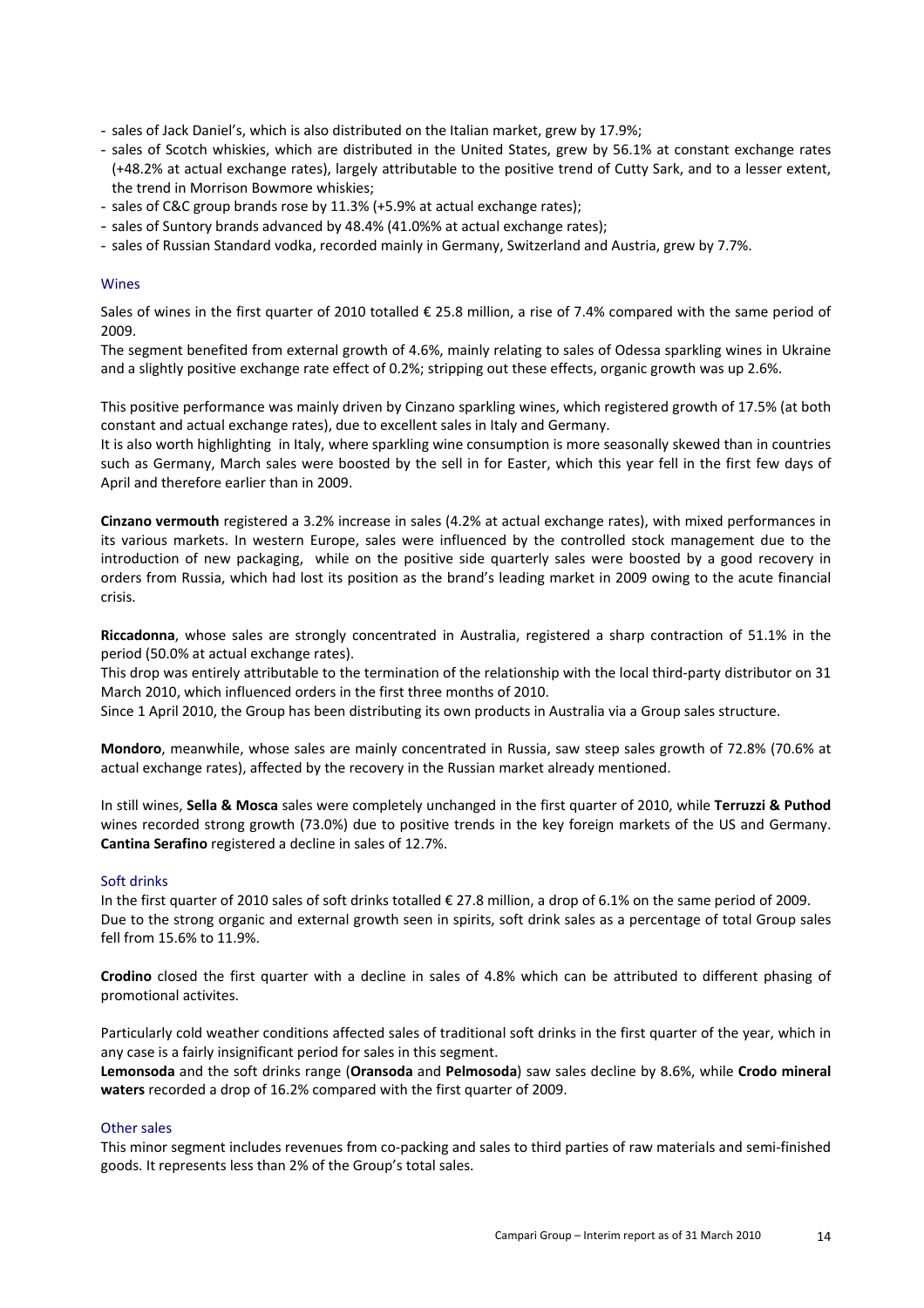- sales of Jack Daniel's, which is also distributed on the Italian market, grew by 17.9%;
- sales of Scotch whiskies, which are distributed in the United States, grew by 56.1% at constant exchange rates (+48.2% at actual exchange rates), largely attributable to the positive trend of Cutty Sark, and to a lesser extent, the trend in Morrison Bowmore whiskies;
- sales of C&C group brands rose by 11.3% (+5.9% at actual exchange rates);
- sales of Suntory brands advanced by 48.4% (41.0%% at actual exchange rates);
- sales of Russian Standard vodka, recorded mainly in Germany, Switzerland and Austria, grew by 7.7%.

### Wines

Sales of wines in the first quarter of 2010 totalled € 25.8 million, a rise of 7.4% compared with the same period of 2009.

The segment benefited from external growth of 4.6%, mainly relating to sales of Odessa sparkling wines in Ukraine and a slightly positive exchange rate effect of 0.2%; stripping out these effects, organic growth was up 2.6%.

This positive performance was mainly driven by Cinzano sparkling wines, which registered growth of 17.5% (at both constant and actual exchange rates), due to excellent sales in Italy and Germany.

It is also worth highlighting in Italy, where sparkling wine consumption is more seasonally skewed than in countries such as Germany, March sales were boosted by the sell in for Easter, which this year fell in the first few days of April and therefore earlier than in 2009.

**Cinzano vermouth** registered a 3.2% increase in sales (4.2% at actual exchange rates), with mixed performances in its various markets. In western Europe, sales were influenced by the controlled stock management due to the introduction of new packaging, while on the positive side quarterly sales were boosted by a good recovery in orders from Russia, which had lost its position as the brand's leading market in 2009 owing to the acute financial crisis.

**Riccadonna**, whose sales are strongly concentrated in Australia, registered a sharp contraction of 51.1% in the period (50.0% at actual exchange rates).

This drop was entirely attributable to the termination of the relationship with the local third-party distributor on 31 March 2010, which influenced orders in the first three months of 2010.

Since 1 April 2010, the Group has been distributing its own products in Australia via a Group sales structure.

**Mondoro**, meanwhile, whose sales are mainly concentrated in Russia, saw steep sales growth of 72.8% (70.6% at actual exchange rates), affected by the recovery in the Russian market already mentioned.

In still wines, **Sella & Mosca** sales were completely unchanged in the first quarter of 2010, while **Terruzzi & Puthod** wines recorded strong growth (73.0%) due to positive trends in the key foreign markets of the US and Germany. **Cantina Serafino** registered a decline in sales of 12.7%.

### Soft drinks

In the first quarter of 2010 sales of soft drinks totalled € 27.8 million, a drop of 6.1% on the same period of 2009. Due to the strong organic and external growth seen in spirits, soft drink sales as a percentage of total Group sales fell from 15.6% to 11.9%.

**Crodino** closed the first quarter with a decline in sales of 4.8% which can be attributed to different phasing of promotional activites.

Particularly cold weather conditions affected sales of traditional soft drinks in the first quarter of the year, which in any case is a fairly insignificant period for sales in this segment.

**Lemonsoda** and the soft drinks range (**Oransoda** and **Pelmosoda**) saw sales decline by 8.6%, while **Crodo mineral waters** recorded a drop of 16.2% compared with the first quarter of 2009.

### Other sales

This minor segment includes revenues from co-packing and sales to third parties of raw materials and semi-finished goods. It represents less than 2% of the Group's total sales.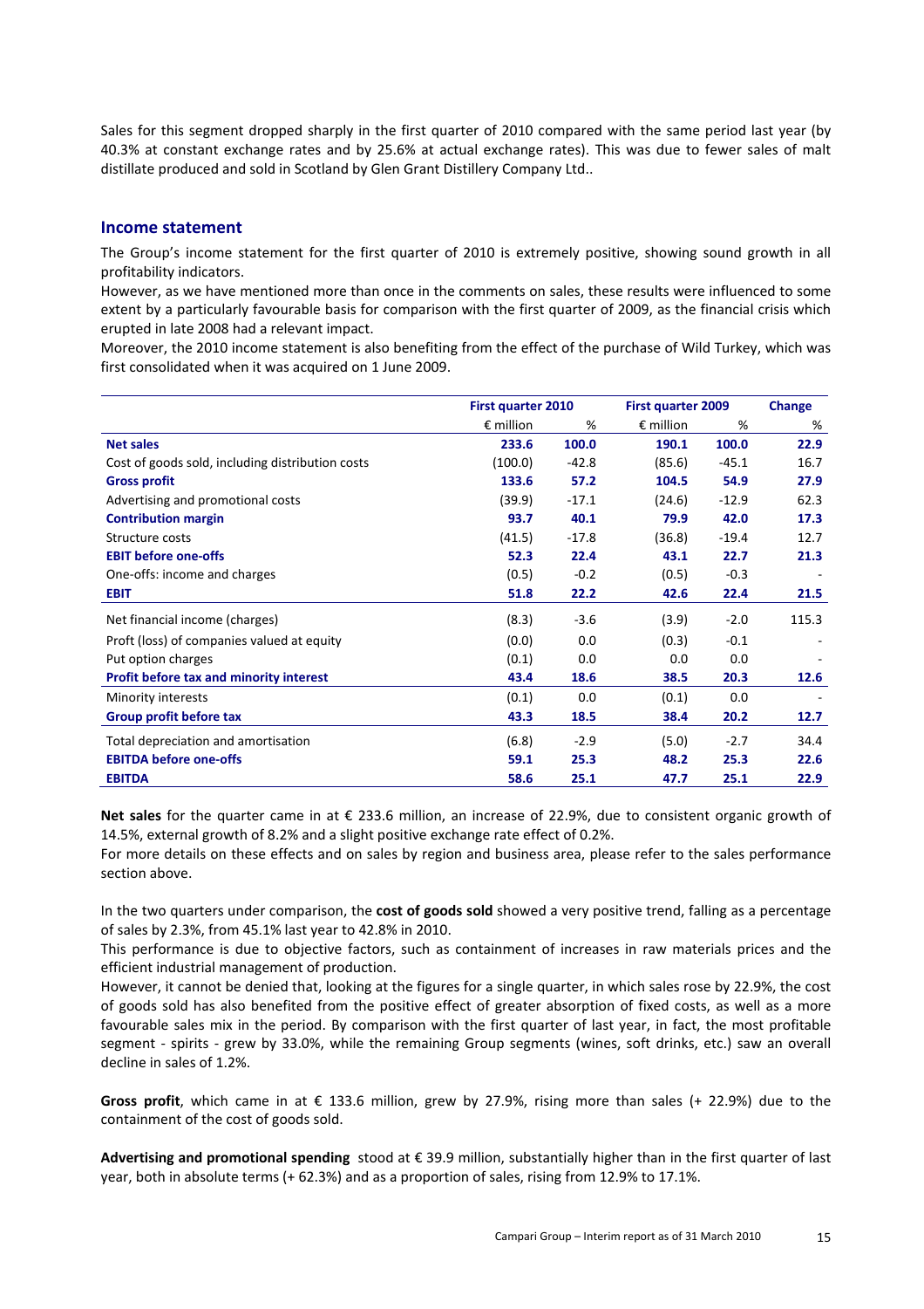Sales for this segment dropped sharply in the first quarter of 2010 compared with the same period last year (by 40.3% at constant exchange rates and by 25.6% at actual exchange rates). This was due to fewer sales of malt distillate produced and sold in Scotland by Glen Grant Distillery Company Ltd..

## Income statement

The Group's income statement for the first quarter of 2010 is extremely positive, showing sound growth in all profitability indicators.

However, as we have mentioned more than once in the comments on sales, these results were influenced to some extent by a particularly favourable basis for comparison with the first quarter of 2009, as the financial crisis which erupted in late 2008 had a relevant impact.

Moreover, the 2010 income statement is also benefiting from the effect of the purchase of Wild Turkey, which was first consolidated when it was acquired on 1 June 2009.

| | First quarter 2010 | | First quarter 2009 | | Change |
|---|---|---|---|---|---|
| | € million | % | € million | % | % |
| **Net sales** | **233.6** | **100.0** | **190.1** | **100.0** | **22.9** |
| Cost of goods sold, including distribution costs | (100.0) | -42.8 | (85.6) | -45.1 | 16.7 |
| **Gross profit** | **133.6** | **57.2** | **104.5** | **54.9** | **27.9** |
| Advertising and promotional costs | (39.9) | -17.1 | (24.6) | -12.9 | 62.3 |
| **Contribution margin** | **93.7** | **40.1** | **79.9** | **42.0** | **17.3** |
| Structure costs | (41.5) | -17.8 | (36.8) | -19.4 | 12.7 |
| **EBIT before one-offs** | **52.3** | **22.4** | **43.1** | **22.7** | **21.3** |
| One-offs: income and charges | (0.5) | -0.2 | (0.5) | -0.3 | - |
| **EBIT** | **51.8** | **22.2** | **42.6** | **22.4** | **21.5** |
| Net financial income (charges) | (8.3) | -3.6 | (3.9) | -2.0 | 115.3 |
| Proft (loss) of companies valued at equity | (0.0) | 0.0 | (0.3) | -0.1 | - |
| Put option charges | (0.1) | 0.0 | 0.0 | 0.0 | - |
| **Profit before tax and minority interest** | **43.4** | **18.6** | **38.5** | **20.3** | **12.6** |
| Minority interests | (0.1) | 0.0 | (0.1) | 0.0 | - |
| **Group profit before tax** | **43.3** | **18.5** | **38.4** | **20.2** | **12.7** |
| Total depreciation and amortisation | (6.8) | -2.9 | (5.0) | -2.7 | 34.4 |
| **EBITDA before one-offs** | **59.1** | **25.3** | **48.2** | **25.3** | **22.6** |
| **EBITDA** | **58.6** | **25.1** | **47.7** | **25.1** | **22.9** |

**Net sales** for the quarter came in at € 233.6 million, an increase of 22.9%, due to consistent organic growth of 14.5%, external growth of 8.2% and a slight positive exchange rate effect of 0.2%.

For more details on these effects and on sales by region and business area, please refer to the sales performance section above.

In the two quarters under comparison, the **cost of goods sold** showed a very positive trend, falling as a percentage of sales by 2.3%, from 45.1% last year to 42.8% in 2010.

This performance is due to objective factors, such as containment of increases in raw materials prices and the efficient industrial management of production.

However, it cannot be denied that, looking at the figures for a single quarter, in which sales rose by 22.9%, the cost of goods sold has also benefited from the positive effect of greater absorption of fixed costs, as well as a more favourable sales mix in the period. By comparison with the first quarter of last year, in fact, the most profitable segment - spirits - grew by 33.0%, while the remaining Group segments (wines, soft drinks, etc.) saw an overall decline in sales of 1.2%.

**Gross profit**, which came in at € 133.6 million, grew by 27.9%, rising more than sales (+ 22.9%) due to the containment of the cost of goods sold.

**Advertising and promotional spending** stood at € 39.9 million, substantially higher than in the first quarter of last year, both in absolute terms (+ 62.3%) and as a proportion of sales, rising from 12.9% to 17.1%.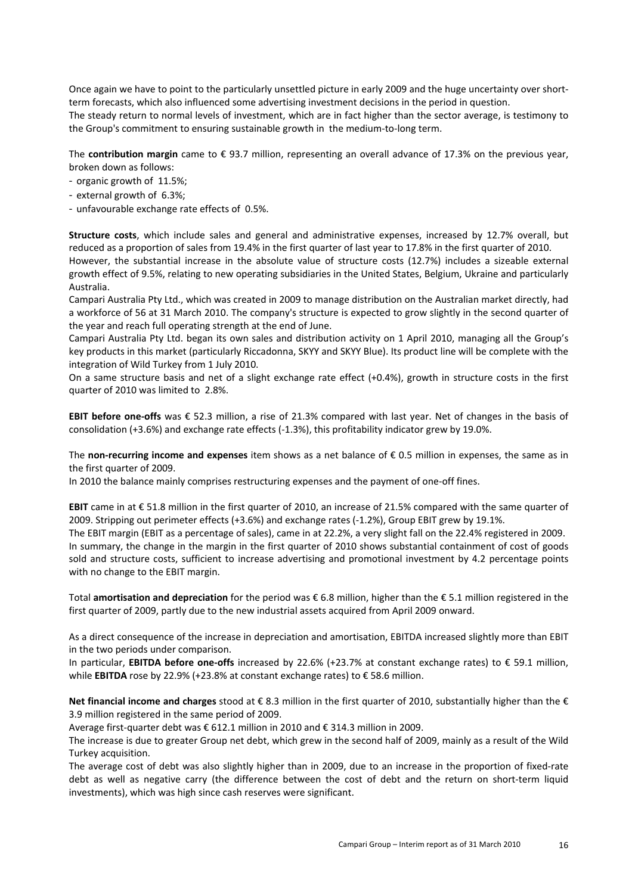Once again we have to point to the particularly unsettled picture in early 2009 and the huge uncertainty over short-term forecasts, which also influenced some advertising investment decisions in the period in question.
The steady return to normal levels of investment, which are in fact higher than the sector average, is testimony to the Group's commitment to ensuring sustainable growth in the medium-to-long term.

The **contribution margin** came to € 93.7 million, representing an overall advance of 17.3% on the previous year, broken down as follows:

- organic growth of 11.5%;
- external growth of 6.3%;
- unfavourable exchange rate effects of 0.5%.

**Structure costs**, which include sales and general and administrative expenses, increased by 12.7% overall, but reduced as a proportion of sales from 19.4% in the first quarter of last year to 17.8% in the first quarter of 2010.
However, the substantial increase in the absolute value of structure costs (12.7%) includes a sizeable external growth effect of 9.5%, relating to new operating subsidiaries in the United States, Belgium, Ukraine and particularly Australia.
Campari Australia Pty Ltd., which was created in 2009 to manage distribution on the Australian market directly, had a workforce of 56 at 31 March 2010. The company's structure is expected to grow slightly in the second quarter of the year and reach full operating strength at the end of June.
Campari Australia Pty Ltd. began its own sales and distribution activity on 1 April 2010, managing all the Group's key products in this market (particularly Riccadonna, SKYY and SKYY Blue). Its product line will be complete with the integration of Wild Turkey from 1 July 2010.
On a same structure basis and net of a slight exchange rate effect (+0.4%), growth in structure costs in the first quarter of 2010 was limited to 2.8%.

**EBIT before one-offs** was € 52.3 million, a rise of 21.3% compared with last year. Net of changes in the basis of consolidation (+3.6%) and exchange rate effects (-1.3%), this profitability indicator grew by 19.0%.

The **non-recurring income and expenses** item shows as a net balance of € 0.5 million in expenses, the same as in the first quarter of 2009.
In 2010 the balance mainly comprises restructuring expenses and the payment of one-off fines.

**EBIT** came in at € 51.8 million in the first quarter of 2010, an increase of 21.5% compared with the same quarter of 2009. Stripping out perimeter effects (+3.6%) and exchange rates (-1.2%), Group EBIT grew by 19.1%.
The EBIT margin (EBIT as a percentage of sales), came in at 22.2%, a very slight fall on the 22.4% registered in 2009.
In summary, the change in the margin in the first quarter of 2010 shows substantial containment of cost of goods sold and structure costs, sufficient to increase advertising and promotional investment by 4.2 percentage points with no change to the EBIT margin.

Total **amortisation and depreciation** for the period was € 6.8 million, higher than the € 5.1 million registered in the first quarter of 2009, partly due to the new industrial assets acquired from April 2009 onward.

As a direct consequence of the increase in depreciation and amortisation, EBITDA increased slightly more than EBIT in the two periods under comparison.
In particular, **EBITDA before one-offs** increased by 22.6% (+23.7% at constant exchange rates) to € 59.1 million, while **EBITDA** rose by 22.9% (+23.8% at constant exchange rates) to € 58.6 million.

**Net financial income and charges** stood at € 8.3 million in the first quarter of 2010, substantially higher than the € 3.9 million registered in the same period of 2009.
Average first-quarter debt was € 612.1 million in 2010 and € 314.3 million in 2009.
The increase is due to greater Group net debt, which grew in the second half of 2009, mainly as a result of the Wild Turkey acquisition.
The average cost of debt was also slightly higher than in 2009, due to an increase in the proportion of fixed-rate debt as well as negative carry (the difference between the cost of debt and the return on short-term liquid investments), which was high since cash reserves were significant.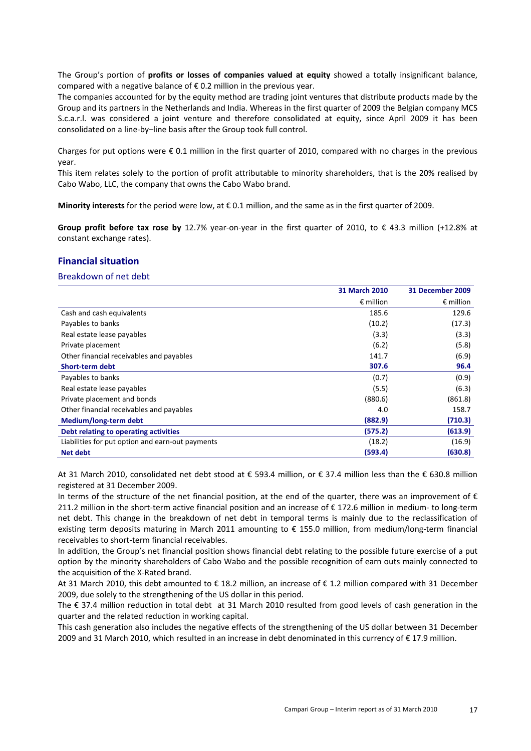The Group's portion of **profits or losses of companies valued at equity** showed a totally insignificant balance, compared with a negative balance of € 0.2 million in the previous year.
The companies accounted for by the equity method are trading joint ventures that distribute products made by the Group and its partners in the Netherlands and India. Whereas in the first quarter of 2009 the Belgian company MCS S.c.a.r.l. was considered a joint venture and therefore consolidated at equity, since April 2009 it has been consolidated on a line-by–line basis after the Group took full control.

Charges for put options were € 0.1 million in the first quarter of 2010, compared with no charges in the previous year.
This item relates solely to the portion of profit attributable to minority shareholders, that is the 20% realised by Cabo Wabo, LLC, the company that owns the Cabo Wabo brand.

**Minority interests** for the period were low, at € 0.1 million, and the same as in the first quarter of 2009.

**Group profit before tax rose by** 12.7% year-on-year in the first quarter of 2010, to € 43.3 million (+12.8% at constant exchange rates).

## Financial situation

### Breakdown of net debt

| | 31 March 2010 | 31 December 2009 |
|---|---|---|
| | € million | € million |
| Cash and cash equivalents | 185.6 | 129.6 |
| Payables to banks | (10.2) | (17.3) |
| Real estate lease payables | (3.3) | (3.3) |
| Private placement | (6.2) | (5.8) |
| Other financial receivables and payables | 141.7 | (6.9) |
| **Short-term debt** | **307.6** | **96.4** |
| Payables to banks | (0.7) | (0.9) |
| Real estate lease payables | (5.5) | (6.3) |
| Private placement and bonds | (880.6) | (861.8) |
| Other financial receivables and payables | 4.0 | 158.7 |
| **Medium/long-term debt** | **(882.9)** | **(710.3)** |
| **Debt relating to operating activities** | **(575.2)** | **(613.9)** |
| Liabilities for put option and earn-out payments | (18.2) | (16.9) |
| **Net debt** | **(593.4)** | **(630.8)** |

At 31 March 2010, consolidated net debt stood at € 593.4 million, or € 37.4 million less than the € 630.8 million registered at 31 December 2009.
In terms of the structure of the net financial position, at the end of the quarter, there was an improvement of € 211.2 million in the short-term active financial position and an increase of € 172.6 million in medium- to long-term net debt. This change in the breakdown of net debt in temporal terms is mainly due to the reclassification of existing term deposits maturing in March 2011 amounting to € 155.0 million, from medium/long-term financial receivables to short-term financial receivables.
In addition, the Group's net financial position shows financial debt relating to the possible future exercise of a put option by the minority shareholders of Cabo Wabo and the possible recognition of earn outs mainly connected to the acquisition of the X-Rated brand.
At 31 March 2010, this debt amounted to € 18.2 million, an increase of € 1.2 million compared with 31 December 2009, due solely to the strengthening of the US dollar in this period.
The € 37.4 million reduction in total debt at 31 March 2010 resulted from good levels of cash generation in the quarter and the related reduction in working capital.
This cash generation also includes the negative effects of the strengthening of the US dollar between 31 December 2009 and 31 March 2010, which resulted in an increase in debt denominated in this currency of € 17.9 million.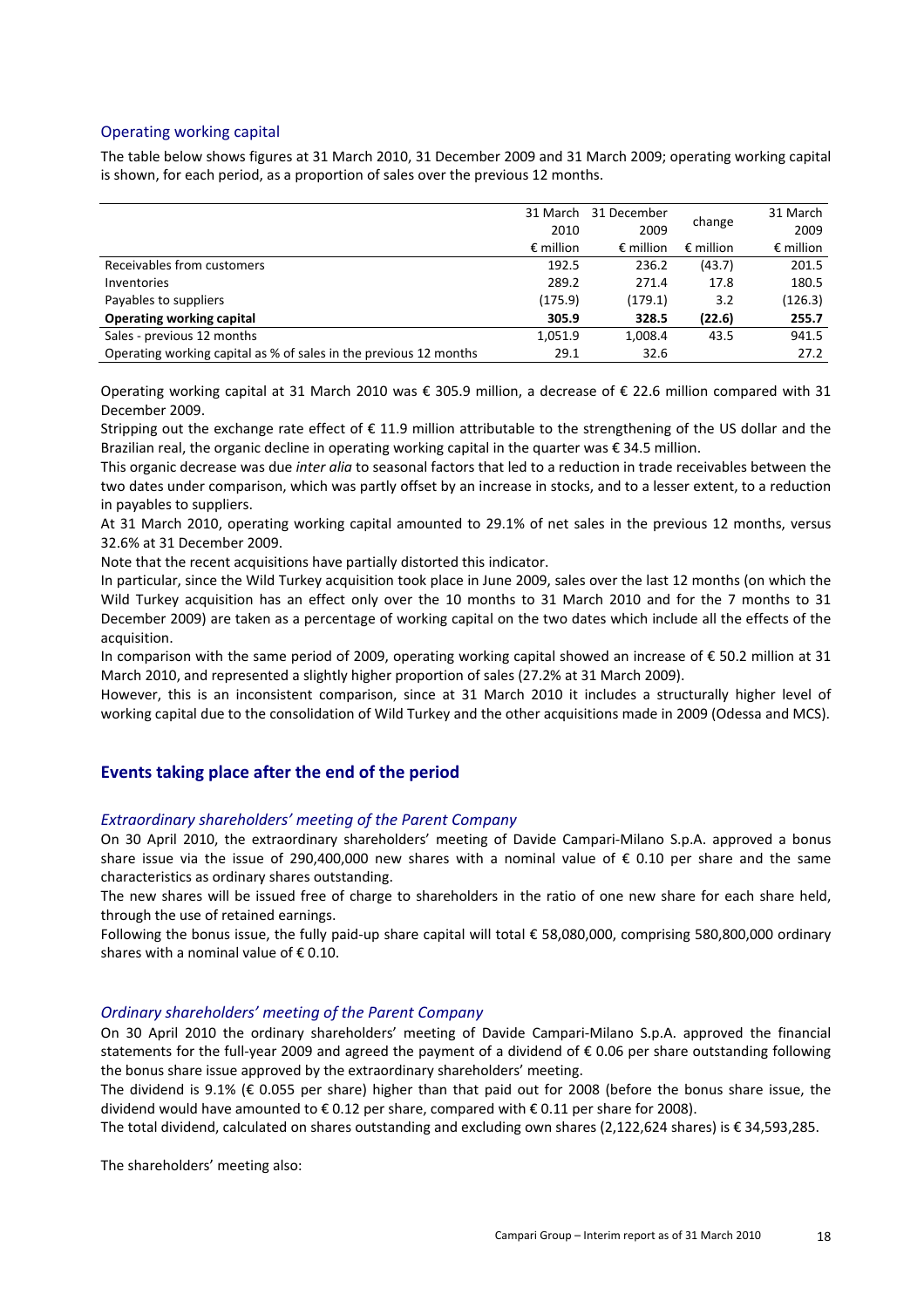### Operating working capital

The table below shows figures at 31 March 2010, 31 December 2009 and 31 March 2009; operating working capital is shown, for each period, as a proportion of sales over the previous 12 months.

| | 31 March 2010 | 31 December 2009 | change | 31 March 2009 |
|---|---|---|---|---|
| | € million | € million | € million | € million |
| Receivables from customers | 192.5 | 236.2 | (43.7) | 201.5 |
| Inventories | 289.2 | 271.4 | 17.8 | 180.5 |
| Payables to suppliers | (175.9) | (179.1) | 3.2 | (126.3) |
| **Operating working capital** | **305.9** | **328.5** | **(22.6)** | **255.7** |
| Sales - previous 12 months | 1,051.9 | 1,008.4 | 43.5 | 941.5 |
| Operating working capital as % of sales in the previous 12 months | 29.1 | 32.6 | | 27.2 |

Operating working capital at 31 March 2010 was € 305.9 million, a decrease of € 22.6 million compared with 31 December 2009.

Stripping out the exchange rate effect of € 11.9 million attributable to the strengthening of the US dollar and the Brazilian real, the organic decline in operating working capital in the quarter was € 34.5 million.

This organic decrease was due *inter alia* to seasonal factors that led to a reduction in trade receivables between the two dates under comparison, which was partly offset by an increase in stocks, and to a lesser extent, to a reduction in payables to suppliers.

At 31 March 2010, operating working capital amounted to 29.1% of net sales in the previous 12 months, versus 32.6% at 31 December 2009.

Note that the recent acquisitions have partially distorted this indicator.

In particular, since the Wild Turkey acquisition took place in June 2009, sales over the last 12 months (on which the Wild Turkey acquisition has an effect only over the 10 months to 31 March 2010 and for the 7 months to 31 December 2009) are taken as a percentage of working capital on the two dates which include all the effects of the acquisition.

In comparison with the same period of 2009, operating working capital showed an increase of € 50.2 million at 31 March 2010, and represented a slightly higher proportion of sales (27.2% at 31 March 2009).

However, this is an inconsistent comparison, since at 31 March 2010 it includes a structurally higher level of working capital due to the consolidation of Wild Turkey and the other acquisitions made in 2009 (Odessa and MCS).

## Events taking place after the end of the period

### *Extraordinary shareholders' meeting of the Parent Company*

On 30 April 2010, the extraordinary shareholders' meeting of Davide Campari-Milano S.p.A. approved a bonus share issue via the issue of 290,400,000 new shares with a nominal value of € 0.10 per share and the same characteristics as ordinary shares outstanding.

The new shares will be issued free of charge to shareholders in the ratio of one new share for each share held, through the use of retained earnings.

Following the bonus issue, the fully paid-up share capital will total € 58,080,000, comprising 580,800,000 ordinary shares with a nominal value of € 0.10.

### *Ordinary shareholders' meeting of the Parent Company*

On 30 April 2010 the ordinary shareholders' meeting of Davide Campari-Milano S.p.A. approved the financial statements for the full-year 2009 and agreed the payment of a dividend of € 0.06 per share outstanding following the bonus share issue approved by the extraordinary shareholders' meeting.

The dividend is 9.1% (€ 0.055 per share) higher than that paid out for 2008 (before the bonus share issue, the dividend would have amounted to € 0.12 per share, compared with € 0.11 per share for 2008).

The total dividend, calculated on shares outstanding and excluding own shares (2,122,624 shares) is € 34,593,285.

The shareholders' meeting also: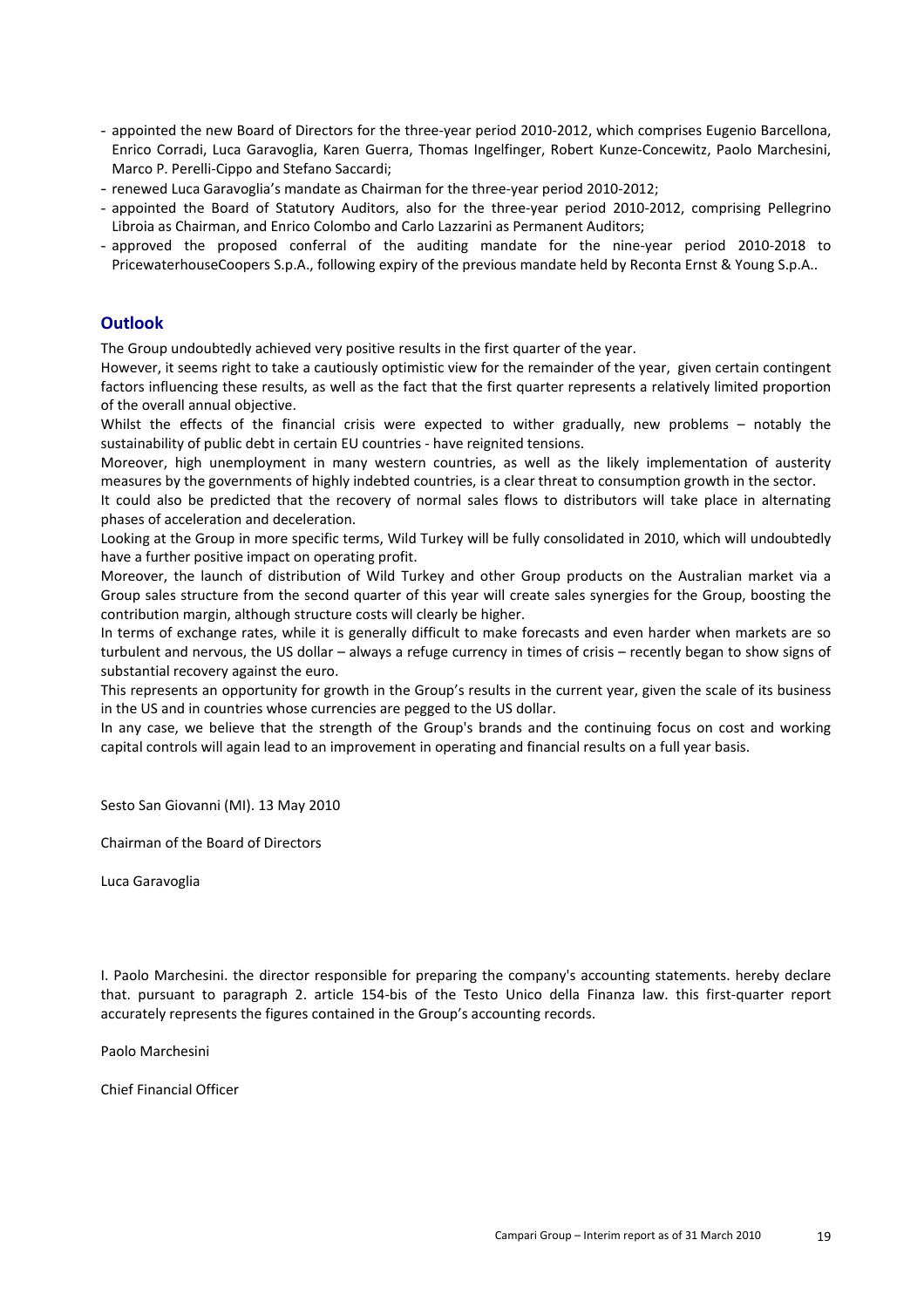- appointed the new Board of Directors for the three-year period 2010-2012, which comprises Eugenio Barcellona, Enrico Corradi, Luca Garavoglia, Karen Guerra, Thomas Ingelfinger, Robert Kunze-Concewitz, Paolo Marchesini, Marco P. Perelli-Cippo and Stefano Saccardi;
- renewed Luca Garavoglia's mandate as Chairman for the three-year period 2010-2012;
- appointed the Board of Statutory Auditors, also for the three-year period 2010-2012, comprising Pellegrino Libroia as Chairman, and Enrico Colombo and Carlo Lazzarini as Permanent Auditors;
- approved the proposed conferral of the auditing mandate for the nine-year period 2010-2018 to PricewaterhouseCoopers S.p.A., following expiry of the previous mandate held by Reconta Ernst & Young S.p.A..

## Outlook

The Group undoubtedly achieved very positive results in the first quarter of the year.

However, it seems right to take a cautiously optimistic view for the remainder of the year, given certain contingent factors influencing these results, as well as the fact that the first quarter represents a relatively limited proportion of the overall annual objective.

Whilst the effects of the financial crisis were expected to wither gradually, new problems – notably the sustainability of public debt in certain EU countries - have reignited tensions.

Moreover, high unemployment in many western countries, as well as the likely implementation of austerity measures by the governments of highly indebted countries, is a clear threat to consumption growth in the sector.

It could also be predicted that the recovery of normal sales flows to distributors will take place in alternating phases of acceleration and deceleration.

Looking at the Group in more specific terms, Wild Turkey will be fully consolidated in 2010, which will undoubtedly have a further positive impact on operating profit.

Moreover, the launch of distribution of Wild Turkey and other Group products on the Australian market via a Group sales structure from the second quarter of this year will create sales synergies for the Group, boosting the contribution margin, although structure costs will clearly be higher.

In terms of exchange rates, while it is generally difficult to make forecasts and even harder when markets are so turbulent and nervous, the US dollar – always a refuge currency in times of crisis – recently began to show signs of substantial recovery against the euro.

This represents an opportunity for growth in the Group's results in the current year, given the scale of its business in the US and in countries whose currencies are pegged to the US dollar.

In any case, we believe that the strength of the Group's brands and the continuing focus on cost and working capital controls will again lead to an improvement in operating and financial results on a full year basis.

Sesto San Giovanni (MI). 13 May 2010

Chairman of the Board of Directors

Luca Garavoglia

I. Paolo Marchesini. the director responsible for preparing the company's accounting statements. hereby declare that. pursuant to paragraph 2. article 154-bis of the Testo Unico della Finanza law. this first-quarter report accurately represents the figures contained in the Group's accounting records.

Paolo Marchesini

Chief Financial Officer